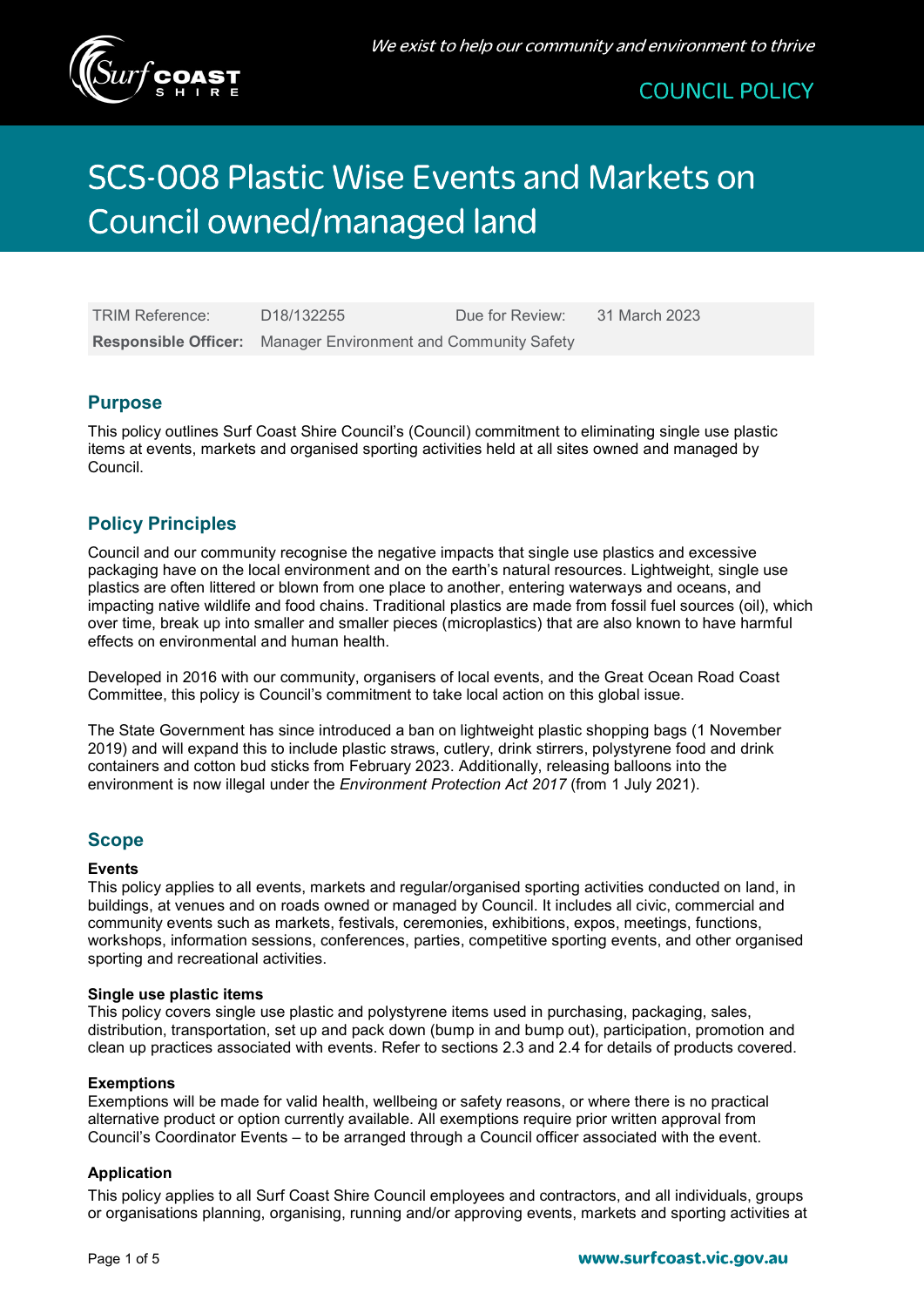COUNCIL POLICY

*We exist to help our community and environment to thrive*

# SCS-008 Plastic Wise Events and Markets on Council owned/managed land

| TRIM Reference: | D18/132255 | Due for Review: | 31 March 2023 |
|---|---|---|---|
| **Responsible Officer:** | Manager Environment and Community Safety | | |

## Purpose

This policy outlines Surf Coast Shire Council's (Council) commitment to eliminating single use plastic items at events, markets and organised sporting activities held at all sites owned and managed by Council.

## Policy Principles

Council and our community recognise the negative impacts that single use plastics and excessive packaging have on the local environment and on the earth's natural resources. Lightweight, single use plastics are often littered or blown from one place to another, entering waterways and oceans, and impacting native wildlife and food chains. Traditional plastics are made from fossil fuel sources (oil), which over time, break up into smaller and smaller pieces (microplastics) that are also known to have harmful effects on environmental and human health.

Developed in 2016 with our community, organisers of local events, and the Great Ocean Road Coast Committee, this policy is Council's commitment to take local action on this global issue.

The State Government has since introduced a ban on lightweight plastic shopping bags (1 November 2019) and will expand this to include plastic straws, cutlery, drink stirrers, polystyrene food and drink containers and cotton bud sticks from February 2023. Additionally, releasing balloons into the environment is now illegal under the *Environment Protection Act 2017* (from 1 July 2021).

## Scope

**Events**

This policy applies to all events, markets and regular/organised sporting activities conducted on land, in buildings, at venues and on roads owned or managed by Council. It includes all civic, commercial and community events such as markets, festivals, ceremonies, exhibitions, expos, meetings, functions, workshops, information sessions, conferences, parties, competitive sporting events, and other organised sporting and recreational activities.

**Single use plastic items**

This policy covers single use plastic and polystyrene items used in purchasing, packaging, sales, distribution, transportation, set up and pack down (bump in and bump out), participation, promotion and clean up practices associated with events. Refer to sections 2.3 and 2.4 for details of products covered.

**Exemptions**

Exemptions will be made for valid health, wellbeing or safety reasons, or where there is no practical alternative product or option currently available. All exemptions require prior written approval from Council's Coordinator Events – to be arranged through a Council officer associated with the event.

**Application**

This policy applies to all Surf Coast Shire Council employees and contractors, and all individuals, groups or organisations planning, organising, running and/or approving events, markets and sporting activities at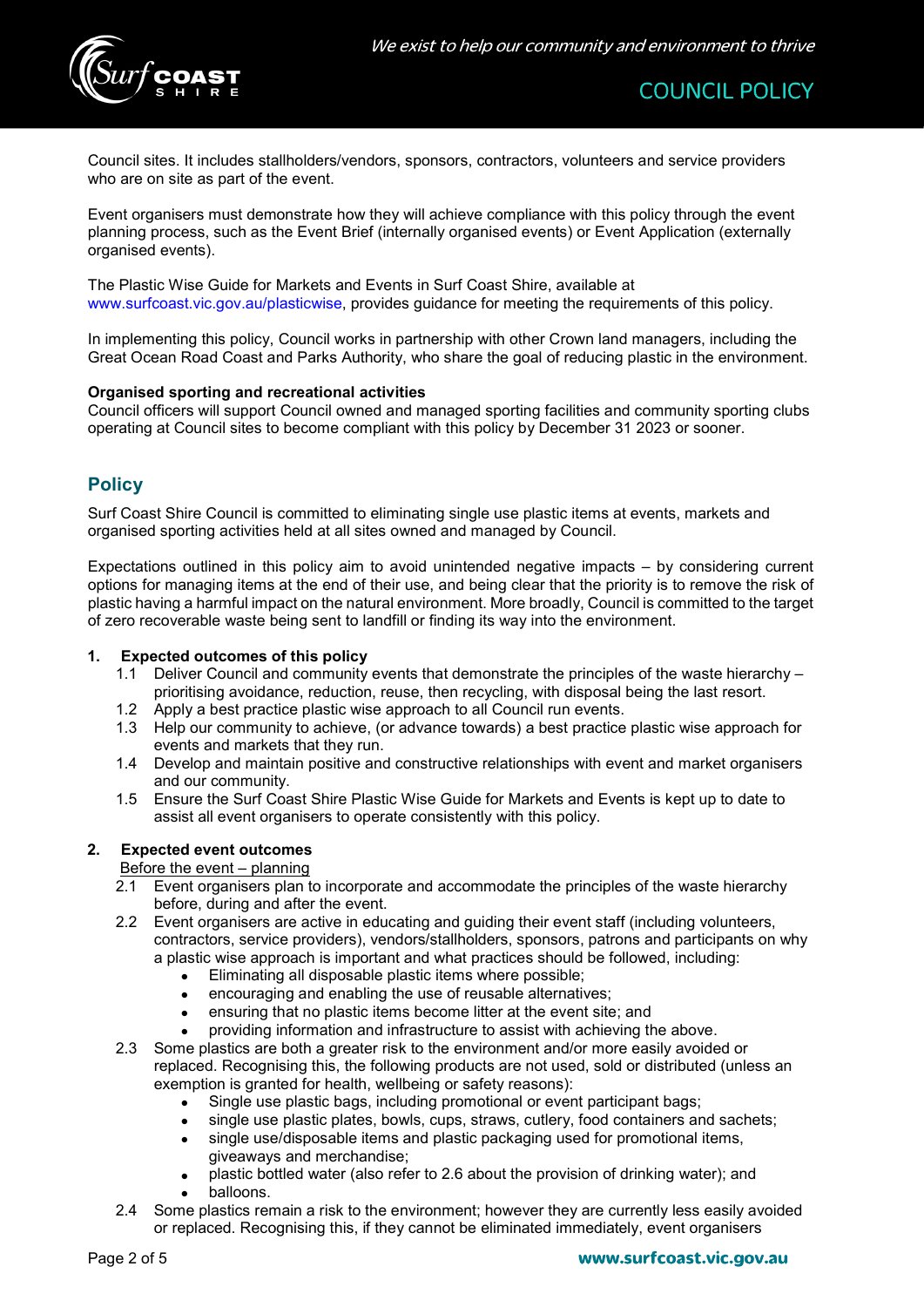Council sites. It includes stallholders/vendors, sponsors, contractors, volunteers and service providers who are on site as part of the event.

Event organisers must demonstrate how they will achieve compliance with this policy through the event planning process, such as the Event Brief (internally organised events) or Event Application (externally organised events).

The Plastic Wise Guide for Markets and Events in Surf Coast Shire, available at www.surfcoast.vic.gov.au/plasticwise, provides guidance for meeting the requirements of this policy.

In implementing this policy, Council works in partnership with other Crown land managers, including the Great Ocean Road Coast and Parks Authority, who share the goal of reducing plastic in the environment.

**Organised sporting and recreational activities**
Council officers will support Council owned and managed sporting facilities and community sporting clubs operating at Council sites to become compliant with this policy by December 31 2023 or sooner.

## Policy

Surf Coast Shire Council is committed to eliminating single use plastic items at events, markets and organised sporting activities held at all sites owned and managed by Council.

Expectations outlined in this policy aim to avoid unintended negative impacts – by considering current options for managing items at the end of their use, and being clear that the priority is to remove the risk of plastic having a harmful impact on the natural environment. More broadly, Council is committed to the target of zero recoverable waste being sent to landfill or finding its way into the environment.

**1. Expected outcomes of this policy**

- 1.1 Deliver Council and community events that demonstrate the principles of the waste hierarchy – prioritising avoidance, reduction, reuse, then recycling, with disposal being the last resort.
- 1.2 Apply a best practice plastic wise approach to all Council run events.
- 1.3 Help our community to achieve, (or advance towards) a best practice plastic wise approach for events and markets that they run.
- 1.4 Develop and maintain positive and constructive relationships with event and market organisers and our community.
- 1.5 Ensure the Surf Coast Shire Plastic Wise Guide for Markets and Events is kept up to date to assist all event organisers to operate consistently with this policy.

**2. Expected event outcomes**

Before the event – planning

- 2.1 Event organisers plan to incorporate and accommodate the principles of the waste hierarchy before, during and after the event.
- 2.2 Event organisers are active in educating and guiding their event staff (including volunteers, contractors, service providers), vendors/stallholders, sponsors, patrons and participants on why a plastic wise approach is important and what practices should be followed, including:
  - Eliminating all disposable plastic items where possible;
  - encouraging and enabling the use of reusable alternatives;
  - ensuring that no plastic items become litter at the event site; and
  - providing information and infrastructure to assist with achieving the above.
- 2.3 Some plastics are both a greater risk to the environment and/or more easily avoided or replaced. Recognising this, the following products are not used, sold or distributed (unless an exemption is granted for health, wellbeing or safety reasons):
  - Single use plastic bags, including promotional or event participant bags;
  - single use plastic plates, bowls, cups, straws, cutlery, food containers and sachets;
  - single use/disposable items and plastic packaging used for promotional items, giveaways and merchandise;
  - plastic bottled water (also refer to 2.6 about the provision of drinking water); and
  - balloons.
- 2.4 Some plastics remain a risk to the environment; however they are currently less easily avoided or replaced. Recognising this, if they cannot be eliminated immediately, event organisers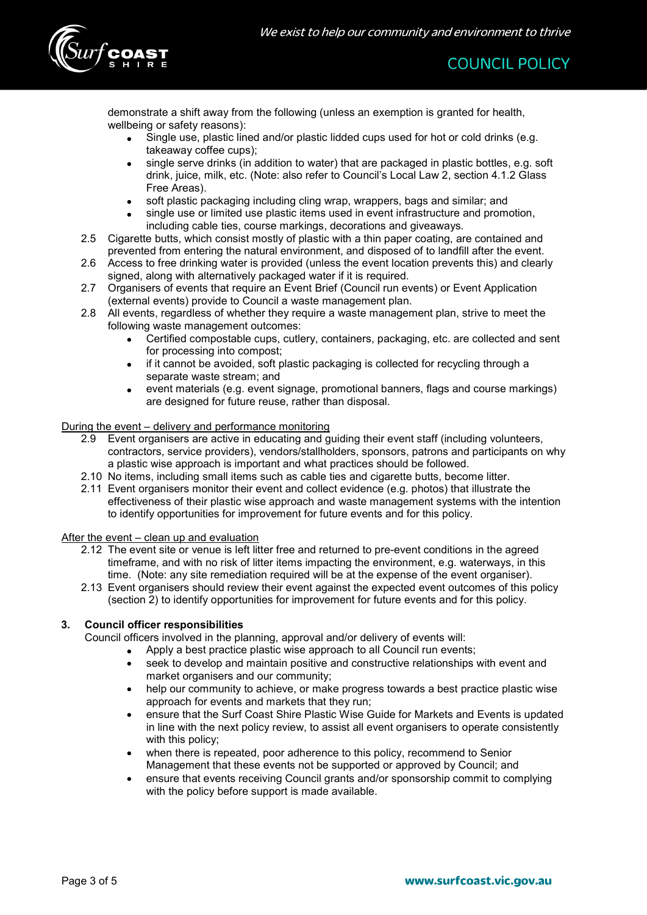demonstrate a shift away from the following (unless an exemption is granted for health, wellbeing or safety reasons):

- Single use, plastic lined and/or plastic lidded cups used for hot or cold drinks (e.g. takeaway coffee cups);
- single serve drinks (in addition to water) that are packaged in plastic bottles, e.g. soft drink, juice, milk, etc. (Note: also refer to Council's Local Law 2, section 4.1.2 Glass Free Areas).
- soft plastic packaging including cling wrap, wrappers, bags and similar; and
- single use or limited use plastic items used in event infrastructure and promotion, including cable ties, course markings, decorations and giveaways.

2.5 Cigarette butts, which consist mostly of plastic with a thin paper coating, are contained and prevented from entering the natural environment, and disposed of to landfill after the event.

2.6 Access to free drinking water is provided (unless the event location prevents this) and clearly signed, along with alternatively packaged water if it is required.

2.7 Organisers of events that require an Event Brief (Council run events) or Event Application (external events) provide to Council a waste management plan.

2.8 All events, regardless of whether they require a waste management plan, strive to meet the following waste management outcomes:

- Certified compostable cups, cutlery, containers, packaging, etc. are collected and sent for processing into compost;
- if it cannot be avoided, soft plastic packaging is collected for recycling through a separate waste stream; and
- event materials (e.g. event signage, promotional banners, flags and course markings) are designed for future reuse, rather than disposal.

<u>During the event – delivery and performance monitoring</u>

2.9 Event organisers are active in educating and guiding their event staff (including volunteers, contractors, service providers), vendors/stallholders, sponsors, patrons and participants on why a plastic wise approach is important and what practices should be followed.

2.10 No items, including small items such as cable ties and cigarette butts, become litter.

2.11 Event organisers monitor their event and collect evidence (e.g. photos) that illustrate the effectiveness of their plastic wise approach and waste management systems with the intention to identify opportunities for improvement for future events and for this policy.

<u>After the event – clean up and evaluation</u>

2.12 The event site or venue is left litter free and returned to pre-event conditions in the agreed timeframe, and with no risk of litter items impacting the environment, e.g. waterways, in this time. (Note: any site remediation required will be at the expense of the event organiser).

2.13 Event organisers should review their event against the expected event outcomes of this policy (section 2) to identify opportunities for improvement for future events and for this policy.

## 3. Council officer responsibilities

Council officers involved in the planning, approval and/or delivery of events will:

- Apply a best practice plastic wise approach to all Council run events;
- seek to develop and maintain positive and constructive relationships with event and market organisers and our community;
- help our community to achieve, or make progress towards a best practice plastic wise approach for events and markets that they run;
- ensure that the Surf Coast Shire Plastic Wise Guide for Markets and Events is updated in line with the next policy review, to assist all event organisers to operate consistently with this policy;
- when there is repeated, poor adherence to this policy, recommend to Senior Management that these events not be supported or approved by Council; and
- ensure that events receiving Council grants and/or sponsorship commit to complying with the policy before support is made available.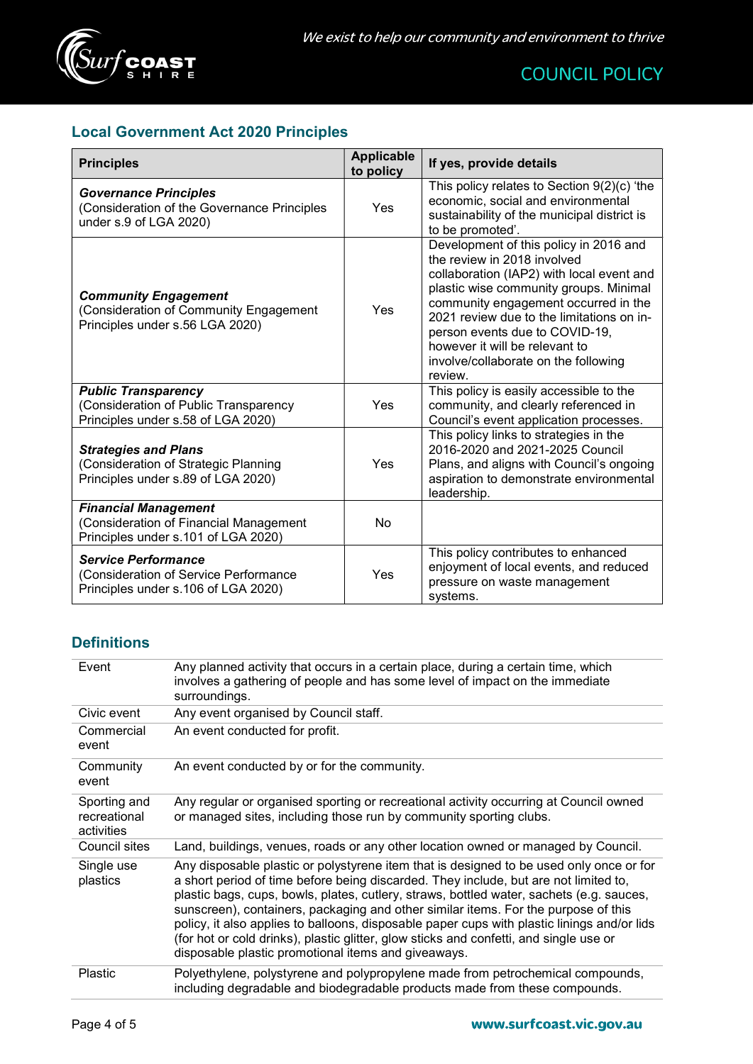## Local Government Act 2020 Principles

| Principles | Applicable to policy | If yes, provide details |
|---|---|---|
| ***Governance Principles*** (Consideration of the Governance Principles under s.9 of LGA 2020) | Yes | This policy relates to Section 9(2)(c) 'the economic, social and environmental sustainability of the municipal district is to be promoted'. |
| ***Community Engagement*** (Consideration of Community Engagement Principles under s.56 LGA 2020) | Yes | Development of this policy in 2016 and the review in 2018 involved collaboration (IAP2) with local event and plastic wise community groups. Minimal community engagement occurred in the 2021 review due to the limitations on in-person events due to COVID-19, however it will be relevant to involve/collaborate on the following review. |
| ***Public Transparency*** (Consideration of Public Transparency Principles under s.58 of LGA 2020) | Yes | This policy is easily accessible to the community, and clearly referenced in Council's event application processes. |
| ***Strategies and Plans*** (Consideration of Strategic Planning Principles under s.89 of LGA 2020) | Yes | This policy links to strategies in the 2016-2020 and 2021-2025 Council Plans, and aligns with Council's ongoing aspiration to demonstrate environmental leadership. |
| ***Financial Management*** (Consideration of Financial Management Principles under s.101 of LGA 2020) | No | |
| ***Service Performance*** (Consideration of Service Performance Principles under s.106 of LGA 2020) | Yes | This policy contributes to enhanced enjoyment of local events, and reduced pressure on waste management systems. |

## Definitions

| | |
|---|---|
| Event | Any planned activity that occurs in a certain place, during a certain time, which involves a gathering of people and has some level of impact on the immediate surroundings. |
| Civic event | Any event organised by Council staff. |
| Commercial event | An event conducted for profit. |
| Community event | An event conducted by or for the community. |
| Sporting and recreational activities | Any regular or organised sporting or recreational activity occurring at Council owned or managed sites, including those run by community sporting clubs. |
| Council sites | Land, buildings, venues, roads or any other location owned or managed by Council. |
| Single use plastics | Any disposable plastic or polystyrene item that is designed to be used only once or for a short period of time before being discarded. They include, but are not limited to, plastic bags, cups, bowls, plates, cutlery, straws, bottled water, sachets (e.g. sauces, sunscreen), containers, packaging and other similar items. For the purpose of this policy, it also applies to balloons, disposable paper cups with plastic linings and/or lids (for hot or cold drinks), plastic glitter, glow sticks and confetti, and single use or disposable plastic promotional items and giveaways. |
| Plastic | Polyethylene, polystyrene and polypropylene made from petrochemical compounds, including degradable and biodegradable products made from these compounds. |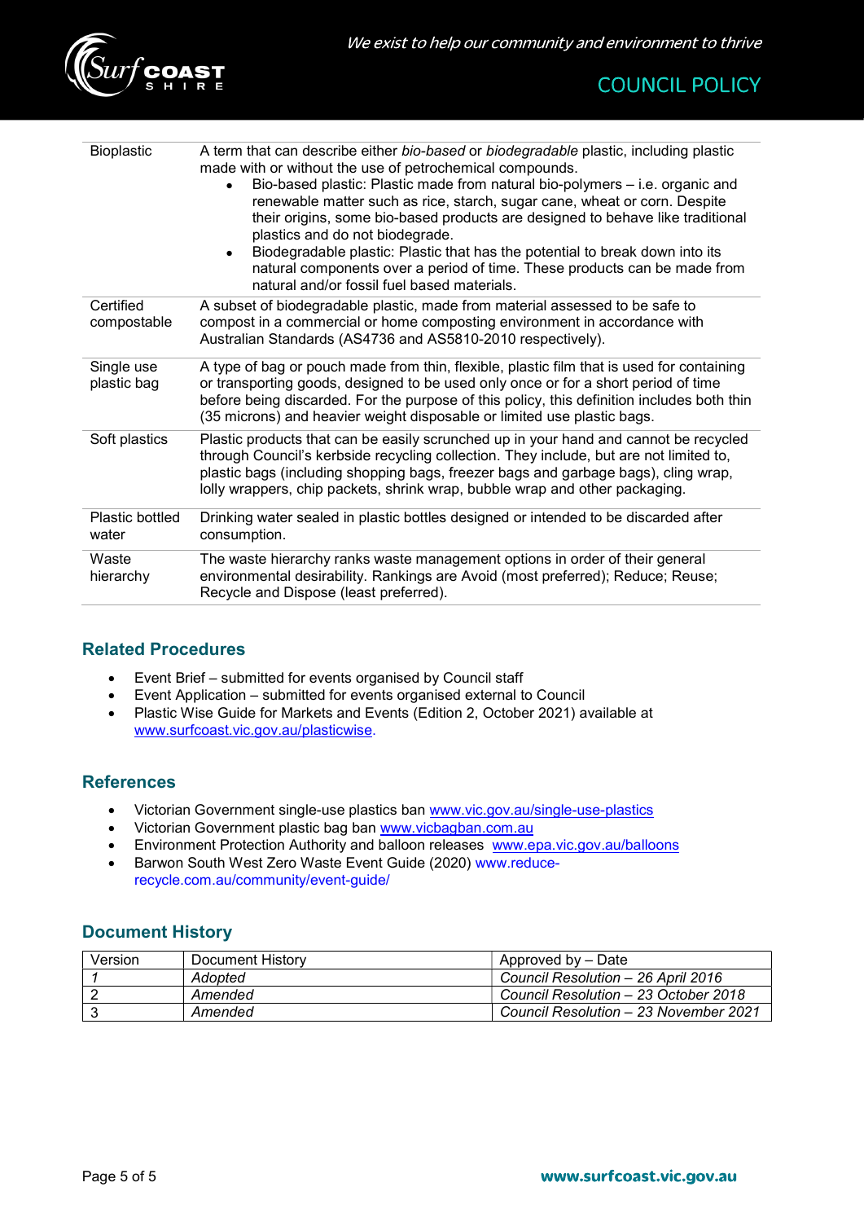| | |
|---|---|
| Bioplastic | A term that can describe either *bio-based* or *biodegradable* plastic, including plastic made with or without the use of petrochemical compounds.<br>• Bio-based plastic: Plastic made from natural bio-polymers – i.e. organic and renewable matter such as rice, starch, sugar cane, wheat or corn. Despite their origins, some bio-based products are designed to behave like traditional plastics and do not biodegrade.<br>• Biodegradable plastic: Plastic that has the potential to break down into its natural components over a period of time. These products can be made from natural and/or fossil fuel based materials. |
| Certified compostable | A subset of biodegradable plastic, made from material assessed to be safe to compost in a commercial or home composting environment in accordance with Australian Standards (AS4736 and AS5810-2010 respectively). |
| Single use plastic bag | A type of bag or pouch made from thin, flexible, plastic film that is used for containing or transporting goods, designed to be used only once or for a short period of time before being discarded. For the purpose of this policy, this definition includes both thin (35 microns) and heavier weight disposable or limited use plastic bags. |
| Soft plastics | Plastic products that can be easily scrunched up in your hand and cannot be recycled through Council's kerbside recycling collection. They include, but are not limited to, plastic bags (including shopping bags, freezer bags and garbage bags), cling wrap, lolly wrappers, chip packets, shrink wrap, bubble wrap and other packaging. |
| Plastic bottled water | Drinking water sealed in plastic bottles designed or intended to be discarded after consumption. |
| Waste hierarchy | The waste hierarchy ranks waste management options in order of their general environmental desirability. Rankings are Avoid (most preferred); Reduce; Reuse; Recycle and Dispose (least preferred). |

## Related Procedures

- Event Brief – submitted for events organised by Council staff
- Event Application – submitted for events organised external to Council
- Plastic Wise Guide for Markets and Events (Edition 2, October 2021) available at www.surfcoast.vic.gov.au/plasticwise.

## References

- Victorian Government single-use plastics ban www.vic.gov.au/single-use-plastics
- Victorian Government plastic bag ban www.vicbagban.com.au
- Environment Protection Authority and balloon releases www.epa.vic.gov.au/balloons
- Barwon South West Zero Waste Event Guide (2020) www.reduce-recycle.com.au/community/event-guide/

## Document History

| Version | Document History | Approved by – Date |
|---|---|---|
| *1* | *Adopted* | *Council Resolution – 26 April 2016* |
| 2 | *Amended* | *Council Resolution – 23 October 2018* |
| 3 | *Amended* | *Council Resolution – 23 November 2021* |